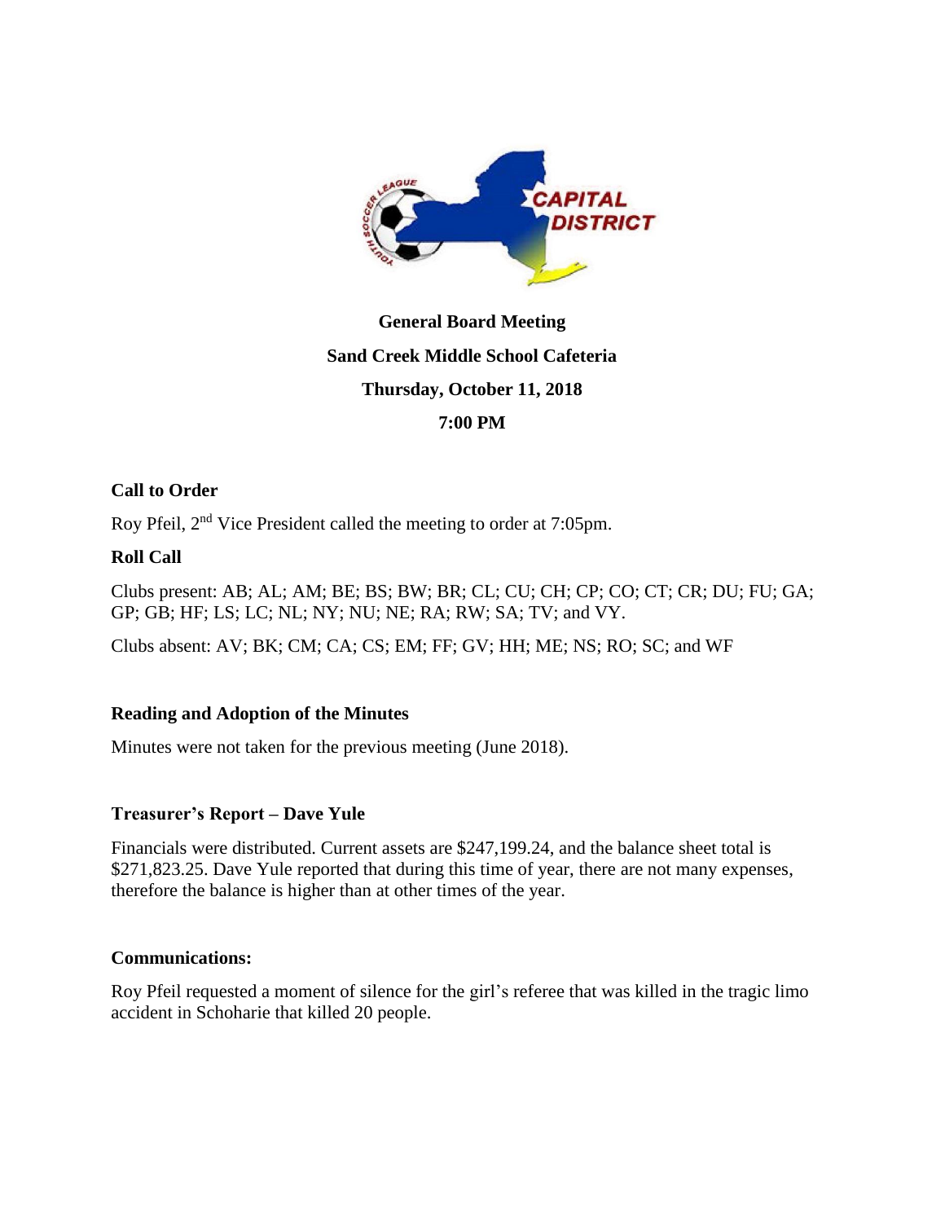**General Board Meeting**

**Sand Creek Middle School Cafeteria**

**Thursday, October 11, 2018**

**7:00 PM**

### Call to Order

Roy Pfeil, 2nd Vice President called the meeting to order at 7:05pm.

### Roll Call

Clubs present: AB; AL; AM; BE; BS; BW; BR; CL; CU; CH; CP; CO; CT; CR; DU; FU; GA; GP; GB; HF; LS; LC; NL; NY; NU; NE; RA; RW; SA; TV; and VY.

Clubs absent: AV; BK; CM; CA; CS; EM; FF; GV; HH; ME; NS; RO; SC; and WF

### Reading and Adoption of the Minutes

Minutes were not taken for the previous meeting (June 2018).

### Treasurer's Report – Dave Yule

Financials were distributed. Current assets are $247,199.24, and the balance sheet total is $271,823.25. Dave Yule reported that during this time of year, there are not many expenses, therefore the balance is higher than at other times of the year.

### Communications:

Roy Pfeil requested a moment of silence for the girl's referee that was killed in the tragic limo accident in Schoharie that killed 20 people.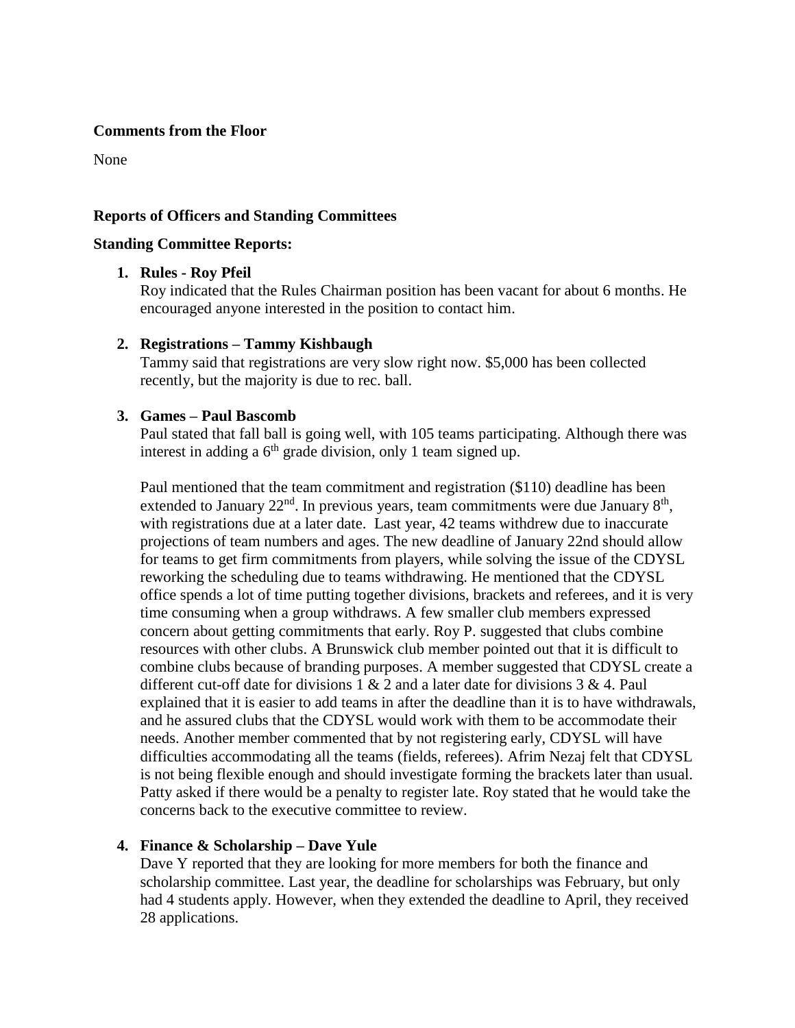**Comments from the Floor**

None

**Reports of Officers and Standing Committees**

**Standing Committee Reports:**

1. **Rules - Roy Pfeil**
   Roy indicated that the Rules Chairman position has been vacant for about 6 months. He encouraged anyone interested in the position to contact him.

2. **Registrations – Tammy Kishbaugh**
   Tammy said that registrations are very slow right now. $5,000 has been collected recently, but the majority is due to rec. ball.

3. **Games – Paul Bascomb**
   Paul stated that fall ball is going well, with 105 teams participating. Although there was interest in adding a 6th grade division, only 1 team signed up.

   Paul mentioned that the team commitment and registration ($110) deadline has been extended to January 22nd. In previous years, team commitments were due January 8th, with registrations due at a later date. Last year, 42 teams withdrew due to inaccurate projections of team numbers and ages. The new deadline of January 22nd should allow for teams to get firm commitments from players, while solving the issue of the CDYSL reworking the scheduling due to teams withdrawing. He mentioned that the CDYSL office spends a lot of time putting together divisions, brackets and referees, and it is very time consuming when a group withdraws. A few smaller club members expressed concern about getting commitments that early. Roy P. suggested that clubs combine resources with other clubs. A Brunswick club member pointed out that it is difficult to combine clubs because of branding purposes. A member suggested that CDYSL create a different cut-off date for divisions 1 & 2 and a later date for divisions 3 & 4. Paul explained that it is easier to add teams in after the deadline than it is to have withdrawals, and he assured clubs that the CDYSL would work with them to be accommodate their needs. Another member commented that by not registering early, CDYSL will have difficulties accommodating all the teams (fields, referees). Afrim Nezaj felt that CDYSL is not being flexible enough and should investigate forming the brackets later than usual. Patty asked if there would be a penalty to register late. Roy stated that he would take the concerns back to the executive committee to review.

4. **Finance & Scholarship – Dave Yule**
   Dave Y reported that they are looking for more members for both the finance and scholarship committee. Last year, the deadline for scholarships was February, but only had 4 students apply. However, when they extended the deadline to April, they received 28 applications.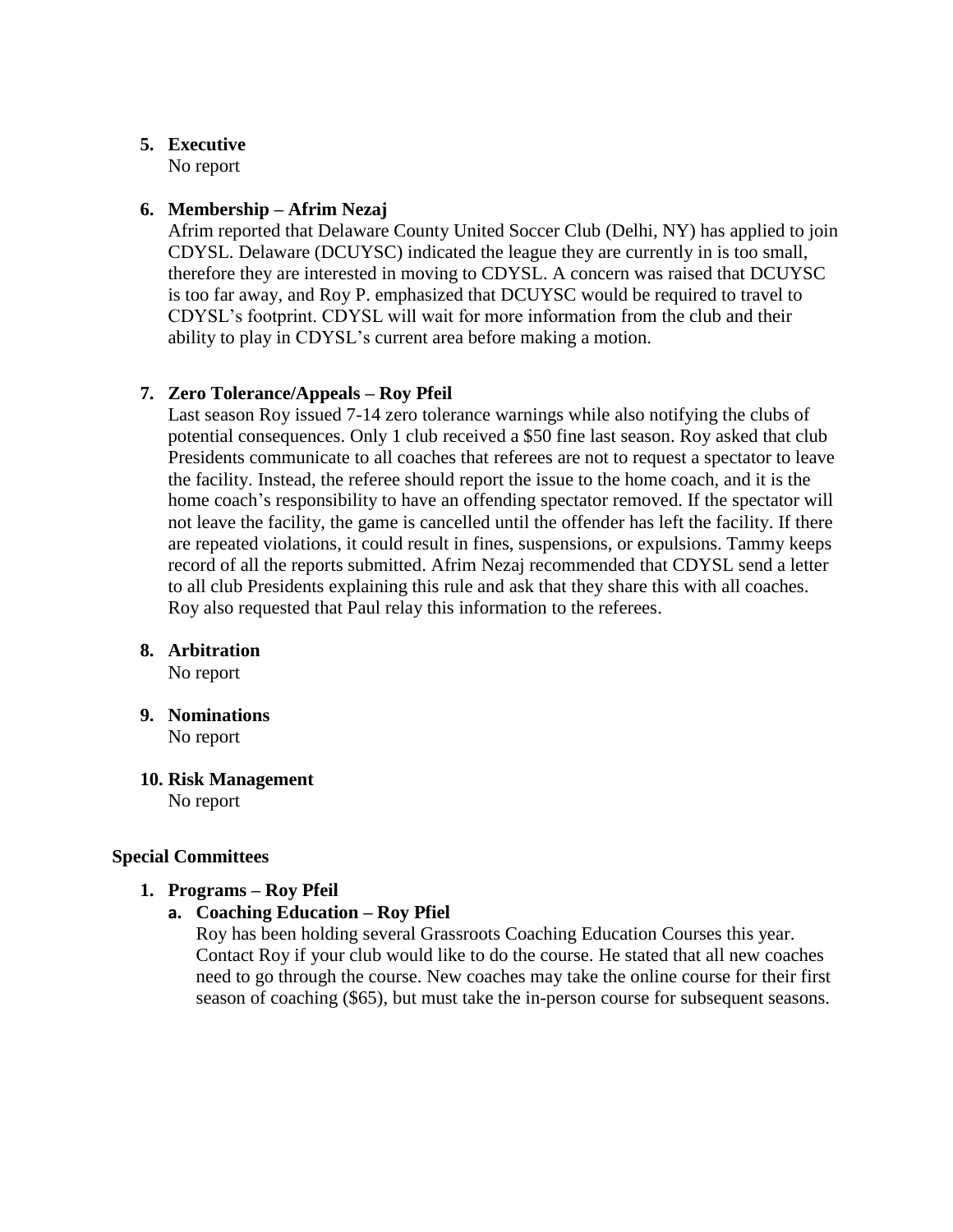5. **Executive**
   No report

6. **Membership – Afrim Nezaj**
   Afrim reported that Delaware County United Soccer Club (Delhi, NY) has applied to join CDYSL. Delaware (DCUYSC) indicated the league they are currently in is too small, therefore they are interested in moving to CDYSL. A concern was raised that DCUYSC is too far away, and Roy P. emphasized that DCUYSC would be required to travel to CDYSL's footprint. CDYSL will wait for more information from the club and their ability to play in CDYSL's current area before making a motion.

7. **Zero Tolerance/Appeals – Roy Pfeil**
   Last season Roy issued 7-14 zero tolerance warnings while also notifying the clubs of potential consequences. Only 1 club received a $50 fine last season. Roy asked that club Presidents communicate to all coaches that referees are not to request a spectator to leave the facility. Instead, the referee should report the issue to the home coach, and it is the home coach's responsibility to have an offending spectator removed. If the spectator will not leave the facility, the game is cancelled until the offender has left the facility. If there are repeated violations, it could result in fines, suspensions, or expulsions. Tammy keeps record of all the reports submitted. Afrim Nezaj recommended that CDYSL send a letter to all club Presidents explaining this rule and ask that they share this with all coaches. Roy also requested that Paul relay this information to the referees.

8. **Arbitration**
   No report

9. **Nominations**
   No report

10. **Risk Management**
    No report

**Special Committees**

1. **Programs – Roy Pfeil**
   a. **Coaching Education – Roy Pfiel**
      Roy has been holding several Grassroots Coaching Education Courses this year. Contact Roy if your club would like to do the course. He stated that all new coaches need to go through the course. New coaches may take the online course for their first season of coaching ($65), but must take the in-person course for subsequent seasons.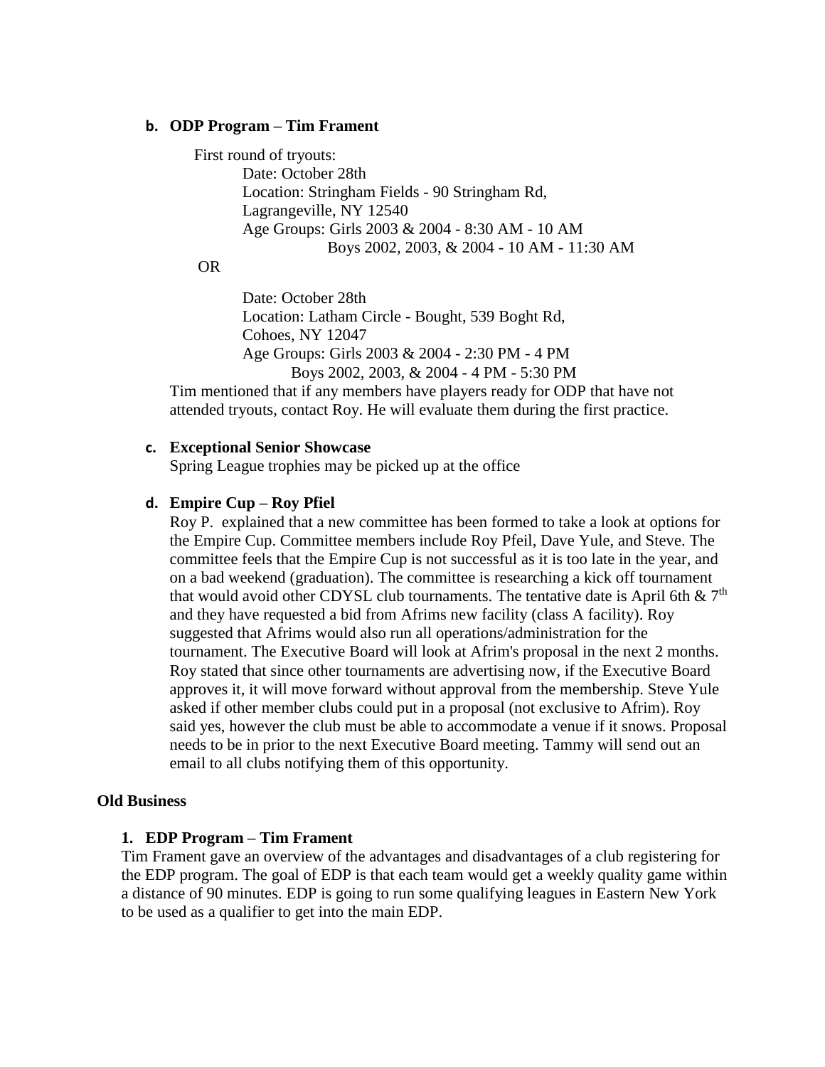**b. ODP Program – Tim Frament**

First round of tryouts:

Date: October 28th
Location: Stringham Fields - 90 Stringham Rd, Lagrangeville, NY 12540
Age Groups: Girls 2003 & 2004 - 8:30 AM - 10 AM
Boys 2002, 2003, & 2004 - 10 AM - 11:30 AM

OR

Date: October 28th
Location: Latham Circle - Bought, 539 Boght Rd, Cohoes, NY 12047
Age Groups: Girls 2003 & 2004 - 2:30 PM - 4 PM
Boys 2002, 2003, & 2004 - 4 PM - 5:30 PM

Tim mentioned that if any members have players ready for ODP that have not attended tryouts, contact Roy. He will evaluate them during the first practice.

**c. Exceptional Senior Showcase**

Spring League trophies may be picked up at the office

**d. Empire Cup – Roy Pfiel**

Roy P. explained that a new committee has been formed to take a look at options for the Empire Cup. Committee members include Roy Pfeil, Dave Yule, and Steve. The committee feels that the Empire Cup is not successful as it is too late in the year, and on a bad weekend (graduation). The committee is researching a kick off tournament that would avoid other CDYSL club tournaments. The tentative date is April 6th & 7th and they have requested a bid from Afrims new facility (class A facility). Roy suggested that Afrims would also run all operations/administration for the tournament. The Executive Board will look at Afrim's proposal in the next 2 months. Roy stated that since other tournaments are advertising now, if the Executive Board approves it, it will move forward without approval from the membership. Steve Yule asked if other member clubs could put in a proposal (not exclusive to Afrim). Roy said yes, however the club must be able to accommodate a venue if it snows. Proposal needs to be in prior to the next Executive Board meeting. Tammy will send out an email to all clubs notifying them of this opportunity.

**Old Business**

**1. EDP Program – Tim Frament**

Tim Frament gave an overview of the advantages and disadvantages of a club registering for the EDP program. The goal of EDP is that each team would get a weekly quality game within a distance of 90 minutes. EDP is going to run some qualifying leagues in Eastern New York to be used as a qualifier to get into the main EDP.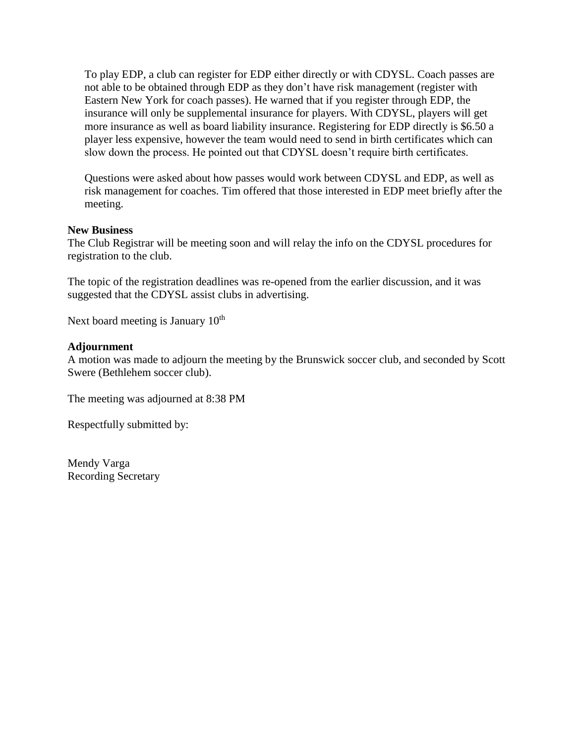To play EDP, a club can register for EDP either directly or with CDYSL. Coach passes are not able to be obtained through EDP as they don't have risk management (register with Eastern New York for coach passes). He warned that if you register through EDP, the insurance will only be supplemental insurance for players. With CDYSL, players will get more insurance as well as board liability insurance. Registering for EDP directly is $6.50 a player less expensive, however the team would need to send in birth certificates which can slow down the process. He pointed out that CDYSL doesn't require birth certificates.

Questions were asked about how passes would work between CDYSL and EDP, as well as risk management for coaches. Tim offered that those interested in EDP meet briefly after the meeting.

**New Business**

The Club Registrar will be meeting soon and will relay the info on the CDYSL procedures for registration to the club.

The topic of the registration deadlines was re-opened from the earlier discussion, and it was suggested that the CDYSL assist clubs in advertising.

Next board meeting is January 10th

**Adjournment**

A motion was made to adjourn the meeting by the Brunswick soccer club, and seconded by Scott Swere (Bethlehem soccer club).

The meeting was adjourned at 8:38 PM

Respectfully submitted by:

Mendy Varga
Recording Secretary